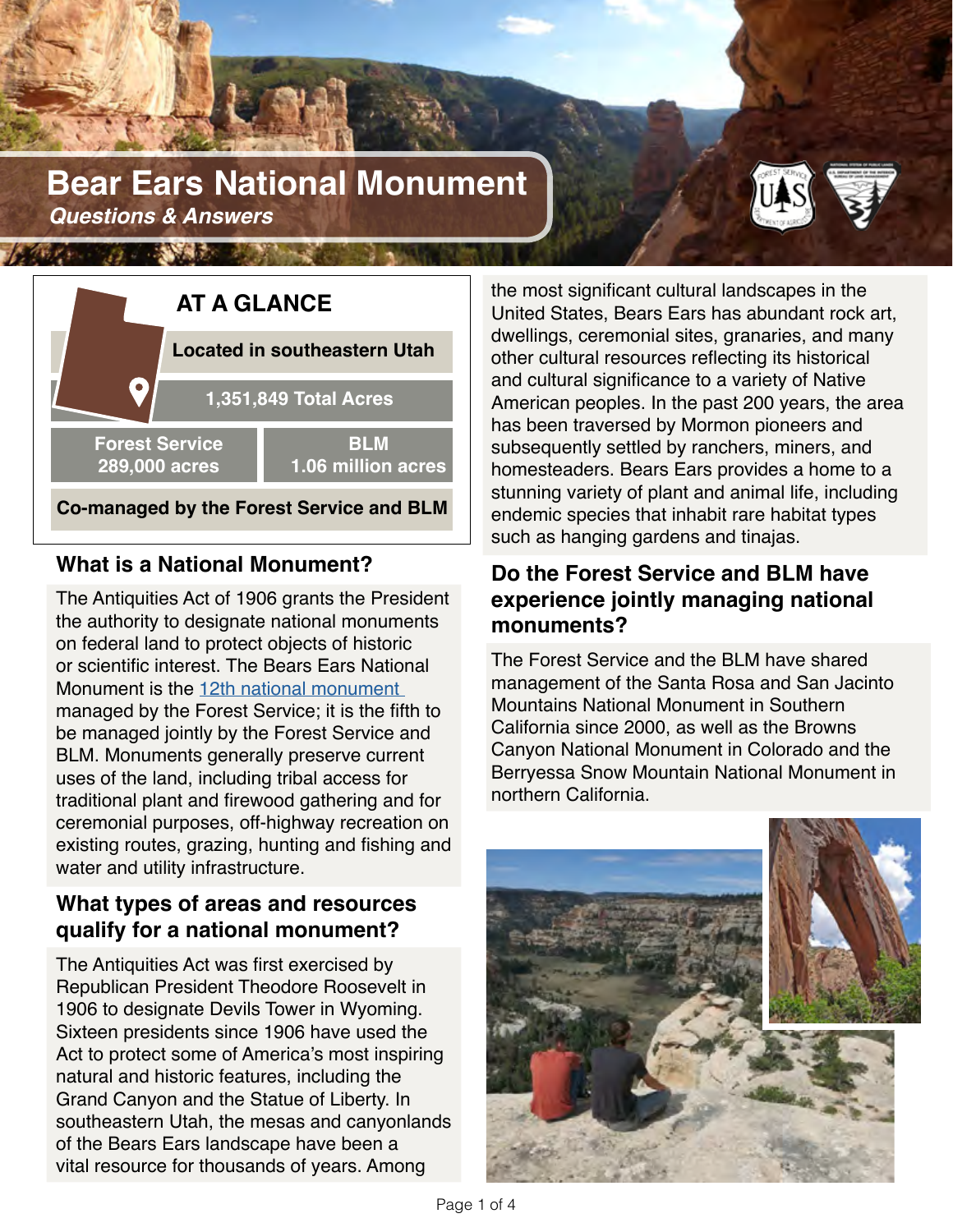# Bear Ears National Monument

*Questions & Answers*

## AT A GLANCE

- Located in southeastern Utah
- 1,351,849 Total Acres
- Forest Service 289,000 acres
- BLM 1.06 million acres
- Co-managed by the Forest Service and BLM

## What is a National Monument?

The Antiquities Act of 1906 grants the President the authority to designate national monuments on federal land to protect objects of historic or scientific interest. The Bears Ears National Monument is the 12th national monument managed by the Forest Service; it is the fifth to be managed jointly by the Forest Service and BLM. Monuments generally preserve current uses of the land, including tribal access for traditional plant and firewood gathering and for ceremonial purposes, off-highway recreation on existing routes, grazing, hunting and fishing and water and utility infrastructure.

## What types of areas and resources qualify for a national monument?

The Antiquities Act was first exercised by Republican President Theodore Roosevelt in 1906 to designate Devils Tower in Wyoming. Sixteen presidents since 1906 have used the Act to protect some of America's most inspiring natural and historic features, including the Grand Canyon and the Statue of Liberty. In southeastern Utah, the mesas and canyonlands of the Bears Ears landscape have been a vital resource for thousands of years. Among the most significant cultural landscapes in the United States, Bears Ears has abundant rock art, dwellings, ceremonial sites, granaries, and many other cultural resources reflecting its historical and cultural significance to a variety of Native American peoples. In the past 200 years, the area has been traversed by Mormon pioneers and subsequently settled by ranchers, miners, and homesteaders. Bears Ears provides a home to a stunning variety of plant and animal life, including endemic species that inhabit rare habitat types such as hanging gardens and tinajas.

## Do the Forest Service and BLM have experience jointly managing national monuments?

The Forest Service and the BLM have shared management of the Santa Rosa and San Jacinto Mountains National Monument in Southern California since 2000, as well as the Browns Canyon National Monument in Colorado and the Berryessa Snow Mountain National Monument in northern California.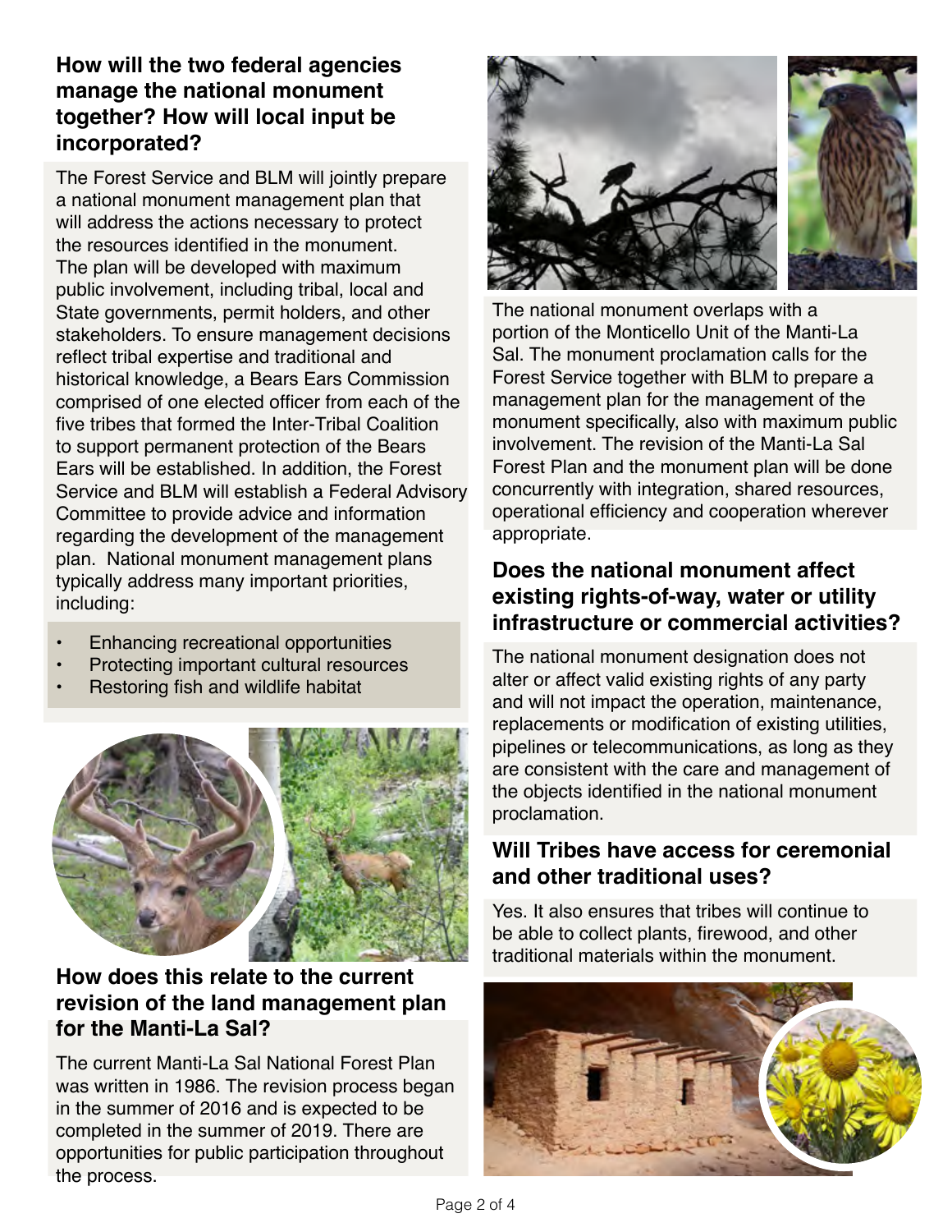## How will the two federal agencies manage the national monument together? How will local input be incorporated?

The Forest Service and BLM will jointly prepare a national monument management plan that will address the actions necessary to protect the resources identified in the monument. The plan will be developed with maximum public involvement, including tribal, local and State governments, permit holders, and other stakeholders. To ensure management decisions reflect tribal expertise and traditional and historical knowledge, a Bears Ears Commission comprised of one elected officer from each of the five tribes that formed the Inter-Tribal Coalition to support permanent protection of the Bears Ears will be established. In addition, the Forest Service and BLM will establish a Federal Advisory Committee to provide advice and information regarding the development of the management plan. National monument management plans typically address many important priorities, including:

- Enhancing recreational opportunities
- Protecting important cultural resources
- Restoring fish and wildlife habitat

## How does this relate to the current revision of the land management plan for the Manti-La Sal?

The current Manti-La Sal National Forest Plan was written in 1986. The revision process began in the summer of 2016 and is expected to be completed in the summer of 2019. There are opportunities for public participation throughout the process.

The national monument overlaps with a portion of the Monticello Unit of the Manti-La Sal. The monument proclamation calls for the Forest Service together with BLM to prepare a management plan for the management of the monument specifically, also with maximum public involvement. The revision of the Manti-La Sal Forest Plan and the monument plan will be done concurrently with integration, shared resources, operational efficiency and cooperation wherever appropriate.

## Does the national monument affect existing rights-of-way, water or utility infrastructure or commercial activities?

The national monument designation does not alter or affect valid existing rights of any party and will not impact the operation, maintenance, replacements or modification of existing utilities, pipelines or telecommunications, as long as they are consistent with the care and management of the objects identified in the national monument proclamation.

## Will Tribes have access for ceremonial and other traditional uses?

Yes. It also ensures that tribes will continue to be able to collect plants, firewood, and other traditional materials within the monument.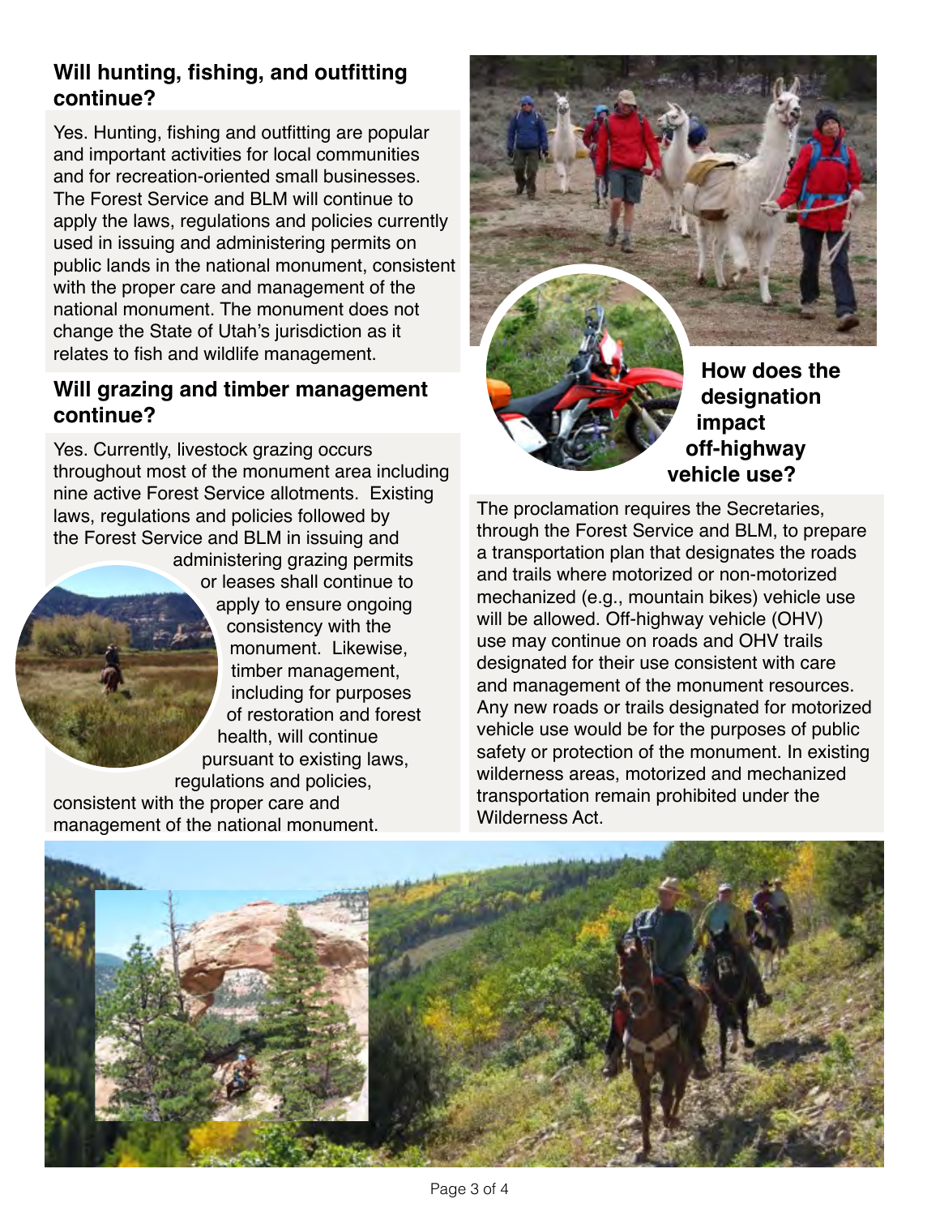## Will hunting, fishing, and outfitting continue?

Yes. Hunting, fishing and outfitting are popular and important activities for local communities and for recreation-oriented small businesses. The Forest Service and BLM will continue to apply the laws, regulations and policies currently used in issuing and administering permits on public lands in the national monument, consistent with the proper care and management of the national monument. The monument does not change the State of Utah's jurisdiction as it relates to fish and wildlife management.

## Will grazing and timber management continue?

Yes. Currently, livestock grazing occurs throughout most of the monument area including nine active Forest Service allotments. Existing laws, regulations and policies followed by the Forest Service and BLM in issuing and administering grazing permits or leases shall continue to apply to ensure ongoing consistency with the monument. Likewise, timber management, including for purposes of restoration and forest health, will continue pursuant to existing laws, regulations and policies, consistent with the proper care and management of the national monument.

## How does the designation impact off-highway vehicle use?

The proclamation requires the Secretaries, through the Forest Service and BLM, to prepare a transportation plan that designates the roads and trails where motorized or non-motorized mechanized (e.g., mountain bikes) vehicle use will be allowed. Off-highway vehicle (OHV) use may continue on roads and OHV trails designated for their use consistent with care and management of the monument resources. Any new roads or trails designated for motorized vehicle use would be for the purposes of public safety or protection of the monument. In existing wilderness areas, motorized and mechanized transportation remain prohibited under the Wilderness Act.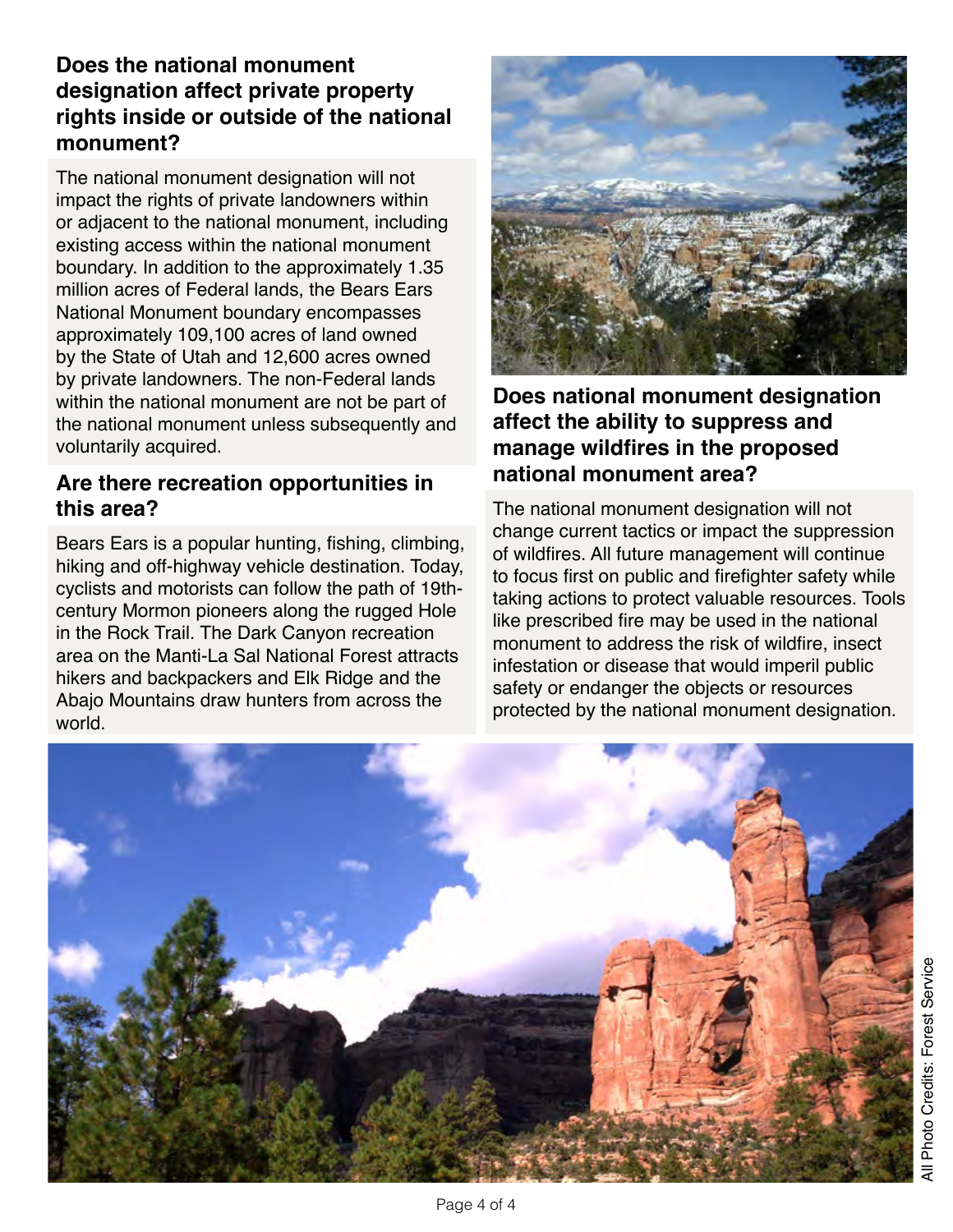## Does the national monument designation affect private property rights inside or outside of the national monument?

The national monument designation will not impact the rights of private landowners within or adjacent to the national monument, including existing access within the national monument boundary. In addition to the approximately 1.35 million acres of Federal lands, the Bears Ears National Monument boundary encompasses approximately 109,100 acres of land owned by the State of Utah and 12,600 acres owned by private landowners. The non-Federal lands within the national monument are not be part of the national monument unless subsequently and voluntarily acquired.

## Are there recreation opportunities in this area?

Bears Ears is a popular hunting, fishing, climbing, hiking and off-highway vehicle destination. Today, cyclists and motorists can follow the path of 19th-century Mormon pioneers along the rugged Hole in the Rock Trail. The Dark Canyon recreation area on the Manti-La Sal National Forest attracts hikers and backpackers and Elk Ridge and the Abajo Mountains draw hunters from across the world.

## Does national monument designation affect the ability to suppress and manage wildfires in the proposed national monument area?

The national monument designation will not change current tactics or impact the suppression of wildfires. All future management will continue to focus first on public and firefighter safety while taking actions to protect valuable resources. Tools like prescribed fire may be used in the national monument to address the risk of wildfire, insect infestation or disease that would imperil public safety or endanger the objects or resources protected by the national monument designation.

All Photo Credits: Forest Service